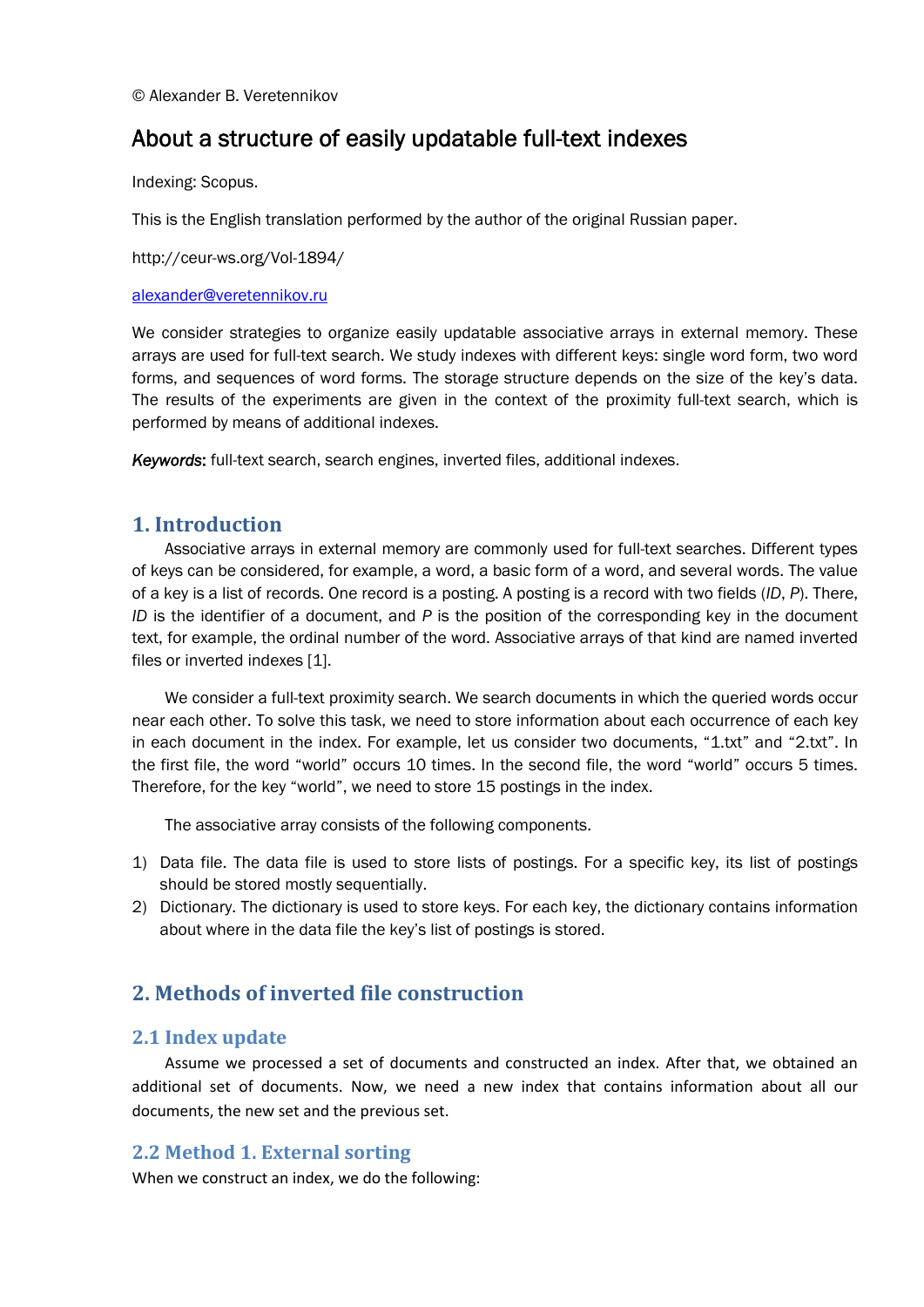© Alexander B. Veretennikov

# About a structure of easily updatable full-text indexes

Indexing: Scopus.

This is the English translation performed by the author of the original Russian paper.

http://ceur-ws.org/Vol-1894/

alexander@veretennikov.ru

We consider strategies to organize easily updatable associative arrays in external memory. These arrays are used for full-text search. We study indexes with different keys: single word form, two word forms, and sequences of word forms. The storage structure depends on the size of the key's data. The results of the experiments are given in the context of the proximity full-text search, which is performed by means of additional indexes.

***Keywords***: full-text search, search engines, inverted files, additional indexes.

## 1. Introduction

Associative arrays in external memory are commonly used for full-text searches. Different types of keys can be considered, for example, a word, a basic form of a word, and several words. The value of a key is a list of records. One record is a posting. A posting is a record with two fields (*ID*, *P*). There, *ID* is the identifier of a document, and *P* is the position of the corresponding key in the document text, for example, the ordinal number of the word. Associative arrays of that kind are named inverted files or inverted indexes [1].

We consider a full-text proximity search. We search documents in which the queried words occur near each other. To solve this task, we need to store information about each occurrence of each key in each document in the index. For example, let us consider two documents, "1.txt" and "2.txt". In the first file, the word "world" occurs 10 times. In the second file, the word "world" occurs 5 times. Therefore, for the key "world", we need to store 15 postings in the index.

The associative array consists of the following components.

1) Data file. The data file is used to store lists of postings. For a specific key, its list of postings should be stored mostly sequentially.
2) Dictionary. The dictionary is used to store keys. For each key, the dictionary contains information about where in the data file the key's list of postings is stored.

## 2. Methods of inverted file construction

### 2.1 Index update

Assume we processed a set of documents and constructed an index. After that, we obtained an additional set of documents. Now, we need a new index that contains information about all our documents, the new set and the previous set.

### 2.2 Method 1. External sorting

When we construct an index, we do the following: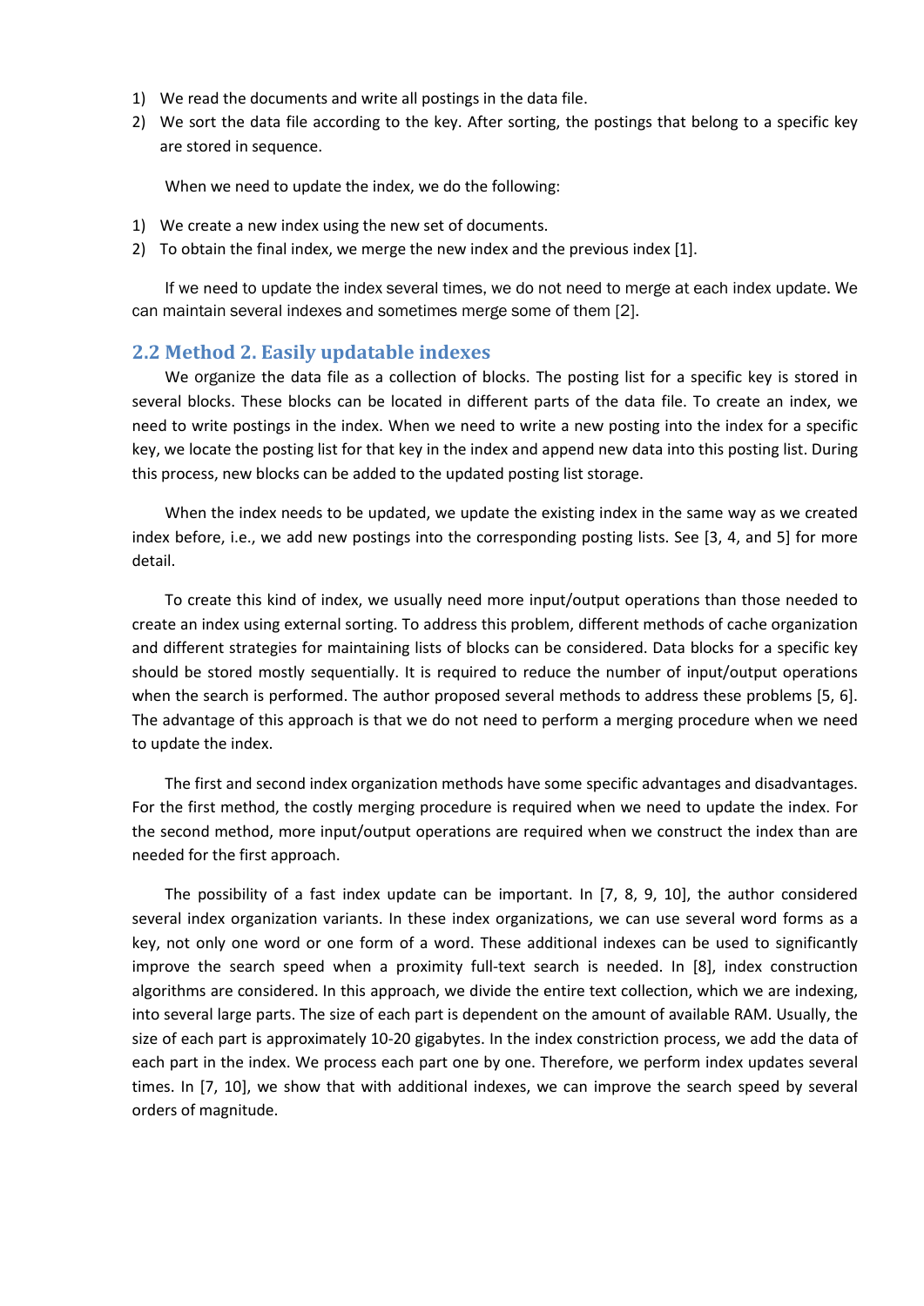1) We read the documents and write all postings in the data file.
2) We sort the data file according to the key. After sorting, the postings that belong to a specific key are stored in sequence.

When we need to update the index, we do the following:

1) We create a new index using the new set of documents.
2) To obtain the final index, we merge the new index and the previous index [1].

If we need to update the index several times, we do not need to merge at each index update. We can maintain several indexes and sometimes merge some of them [2].

## 2.2 Method 2. Easily updatable indexes

We organize the data file as a collection of blocks. The posting list for a specific key is stored in several blocks. These blocks can be located in different parts of the data file. To create an index, we need to write postings in the index. When we need to write a new posting into the index for a specific key, we locate the posting list for that key in the index and append new data into this posting list. During this process, new blocks can be added to the updated posting list storage.

When the index needs to be updated, we update the existing index in the same way as we created index before, i.e., we add new postings into the corresponding posting lists. See [3, 4, and 5] for more detail.

To create this kind of index, we usually need more input/output operations than those needed to create an index using external sorting. To address this problem, different methods of cache organization and different strategies for maintaining lists of blocks can be considered. Data blocks for a specific key should be stored mostly sequentially. It is required to reduce the number of input/output operations when the search is performed. The author proposed several methods to address these problems [5, 6]. The advantage of this approach is that we do not need to perform a merging procedure when we need to update the index.

The first and second index organization methods have some specific advantages and disadvantages. For the first method, the costly merging procedure is required when we need to update the index. For the second method, more input/output operations are required when we construct the index than are needed for the first approach.

The possibility of a fast index update can be important. In [7, 8, 9, 10], the author considered several index organization variants. In these index organizations, we can use several word forms as a key, not only one word or one form of a word. These additional indexes can be used to significantly improve the search speed when a proximity full-text search is needed. In [8], index construction algorithms are considered. In this approach, we divide the entire text collection, which we are indexing, into several large parts. The size of each part is dependent on the amount of available RAM. Usually, the size of each part is approximately 10-20 gigabytes. In the index constriction process, we add the data of each part in the index. We process each part one by one. Therefore, we perform index updates several times. In [7, 10], we show that with additional indexes, we can improve the search speed by several orders of magnitude.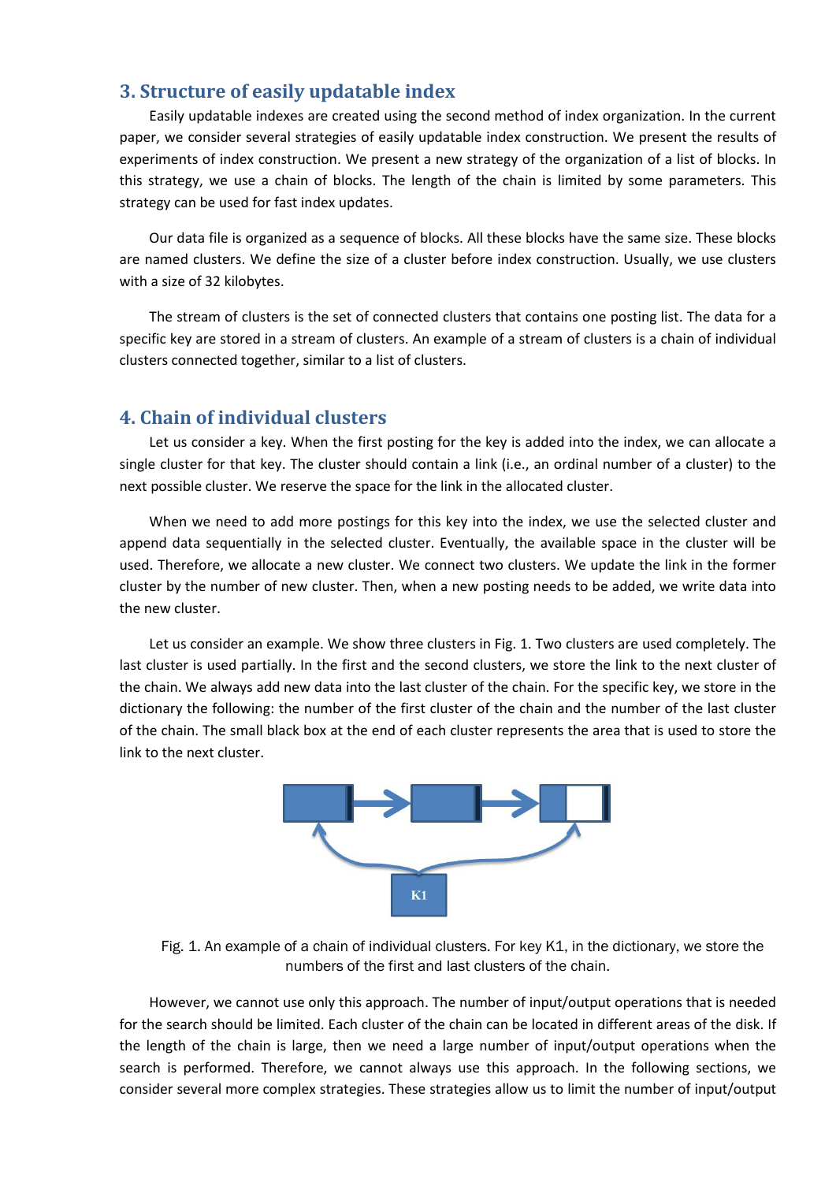## 3. Structure of easily updatable index

Easily updatable indexes are created using the second method of index organization. In the current paper, we consider several strategies of easily updatable index construction. We present the results of experiments of index construction. We present a new strategy of the organization of a list of blocks. In this strategy, we use a chain of blocks. The length of the chain is limited by some parameters. This strategy can be used for fast index updates.

Our data file is organized as a sequence of blocks. All these blocks have the same size. These blocks are named clusters. We define the size of a cluster before index construction. Usually, we use clusters with a size of 32 kilobytes.

The stream of clusters is the set of connected clusters that contains one posting list. The data for a specific key are stored in a stream of clusters. An example of a stream of clusters is a chain of individual clusters connected together, similar to a list of clusters.

## 4. Chain of individual clusters

Let us consider a key. When the first posting for the key is added into the index, we can allocate a single cluster for that key. The cluster should contain a link (i.e., an ordinal number of a cluster) to the next possible cluster. We reserve the space for the link in the allocated cluster.

When we need to add more postings for this key into the index, we use the selected cluster and append data sequentially in the selected cluster. Eventually, the available space in the cluster will be used. Therefore, we allocate a new cluster. We connect two clusters. We update the link in the former cluster by the number of new cluster. Then, when a new posting needs to be added, we write data into the new cluster.

Let us consider an example. We show three clusters in Fig. 1. Two clusters are used completely. The last cluster is used partially. In the first and the second clusters, we store the link to the next cluster of the chain. We always add new data into the last cluster of the chain. For the specific key, we store in the dictionary the following: the number of the first cluster of the chain and the number of the last cluster of the chain. The small black box at the end of each cluster represents the area that is used to store the link to the next cluster.

K1

Fig. 1. An example of a chain of individual clusters. For key K1, in the dictionary, we store the numbers of the first and last clusters of the chain.

However, we cannot use only this approach. The number of input/output operations that is needed for the search should be limited. Each cluster of the chain can be located in different areas of the disk. If the length of the chain is large, then we need a large number of input/output operations when the search is performed. Therefore, we cannot always use this approach. In the following sections, we consider several more complex strategies. These strategies allow us to limit the number of input/output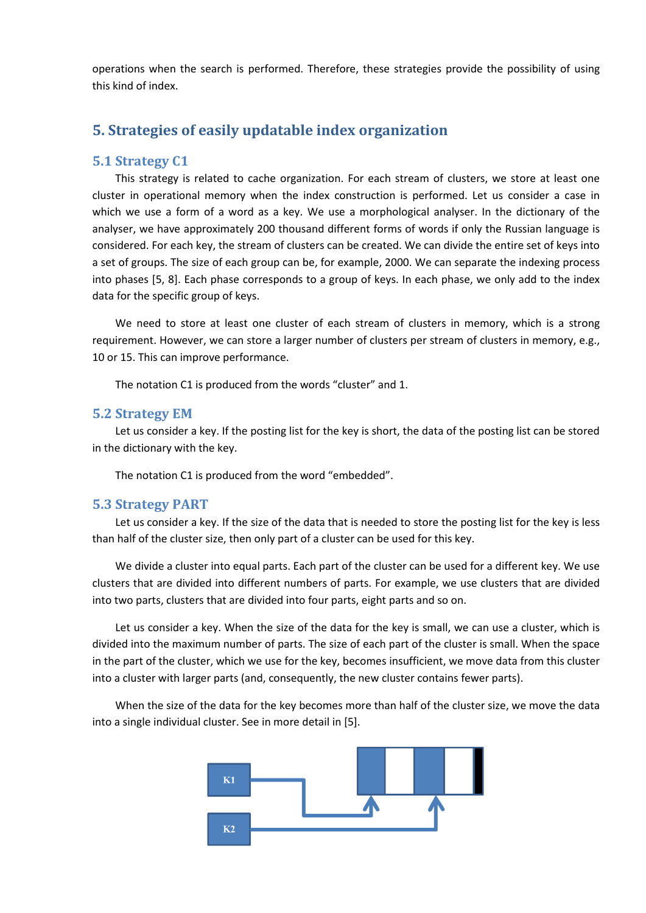operations when the search is performed. Therefore, these strategies provide the possibility of using this kind of index.

## 5. Strategies of easily updatable index organization

### 5.1 Strategy C1

This strategy is related to cache organization. For each stream of clusters, we store at least one cluster in operational memory when the index construction is performed. Let us consider a case in which we use a form of a word as a key. We use a morphological analyser. In the dictionary of the analyser, we have approximately 200 thousand different forms of words if only the Russian language is considered. For each key, the stream of clusters can be created. We can divide the entire set of keys into a set of groups. The size of each group can be, for example, 2000. We can separate the indexing process into phases [5, 8]. Each phase corresponds to a group of keys. In each phase, we only add to the index data for the specific group of keys.

We need to store at least one cluster of each stream of clusters in memory, which is a strong requirement. However, we can store a larger number of clusters per stream of clusters in memory, e.g., 10 or 15. This can improve performance.

The notation C1 is produced from the words "cluster" and 1.

### 5.2 Strategy EM

Let us consider a key. If the posting list for the key is short, the data of the posting list can be stored in the dictionary with the key.

The notation C1 is produced from the word "embedded".

### 5.3 Strategy PART

Let us consider a key. If the size of the data that is needed to store the posting list for the key is less than half of the cluster size, then only part of a cluster can be used for this key.

We divide a cluster into equal parts. Each part of the cluster can be used for a different key. We use clusters that are divided into different numbers of parts. For example, we use clusters that are divided into two parts, clusters that are divided into four parts, eight parts and so on.

Let us consider a key. When the size of the data for the key is small, we can use a cluster, which is divided into the maximum number of parts. The size of each part of the cluster is small. When the space in the part of the cluster, which we use for the key, becomes insufficient, we move data from this cluster into a cluster with larger parts (and, consequently, the new cluster contains fewer parts).

When the size of the data for the key becomes more than half of the cluster size, we move the data into a single individual cluster. See in more detail in [5].

K1

K2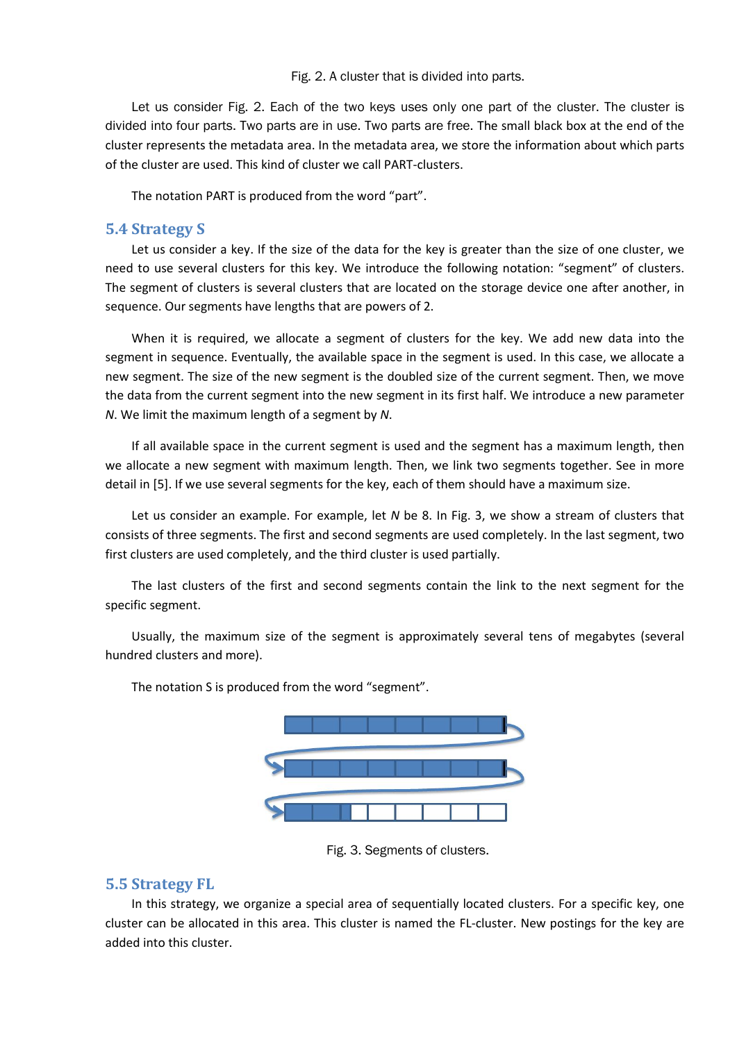Fig. 2. A cluster that is divided into parts.

Let us consider Fig. 2. Each of the two keys uses only one part of the cluster. The cluster is divided into four parts. Two parts are in use. Two parts are free. The small black box at the end of the cluster represents the metadata area. In the metadata area, we store the information about which parts of the cluster are used. This kind of cluster we call PART-clusters.

The notation PART is produced from the word "part".

## 5.4 Strategy S

Let us consider a key. If the size of the data for the key is greater than the size of one cluster, we need to use several clusters for this key. We introduce the following notation: "segment" of clusters. The segment of clusters is several clusters that are located on the storage device one after another, in sequence. Our segments have lengths that are powers of 2.

When it is required, we allocate a segment of clusters for the key. We add new data into the segment in sequence. Eventually, the available space in the segment is used. In this case, we allocate a new segment. The size of the new segment is the doubled size of the current segment. Then, we move the data from the current segment into the new segment in its first half. We introduce a new parameter *N*. We limit the maximum length of a segment by *N*.

If all available space in the current segment is used and the segment has a maximum length, then we allocate a new segment with maximum length. Then, we link two segments together. See in more detail in [5]. If we use several segments for the key, each of them should have a maximum size.

Let us consider an example. For example, let *N* be 8. In Fig. 3, we show a stream of clusters that consists of three segments. The first and second segments are used completely. In the last segment, two first clusters are used completely, and the third cluster is used partially.

The last clusters of the first and second segments contain the link to the next segment for the specific segment.

Usually, the maximum size of the segment is approximately several tens of megabytes (several hundred clusters and more).

The notation S is produced from the word "segment".

Fig. 3. Segments of clusters.

## 5.5 Strategy FL

In this strategy, we organize a special area of sequentially located clusters. For a specific key, one cluster can be allocated in this area. This cluster is named the FL-cluster. New postings for the key are added into this cluster.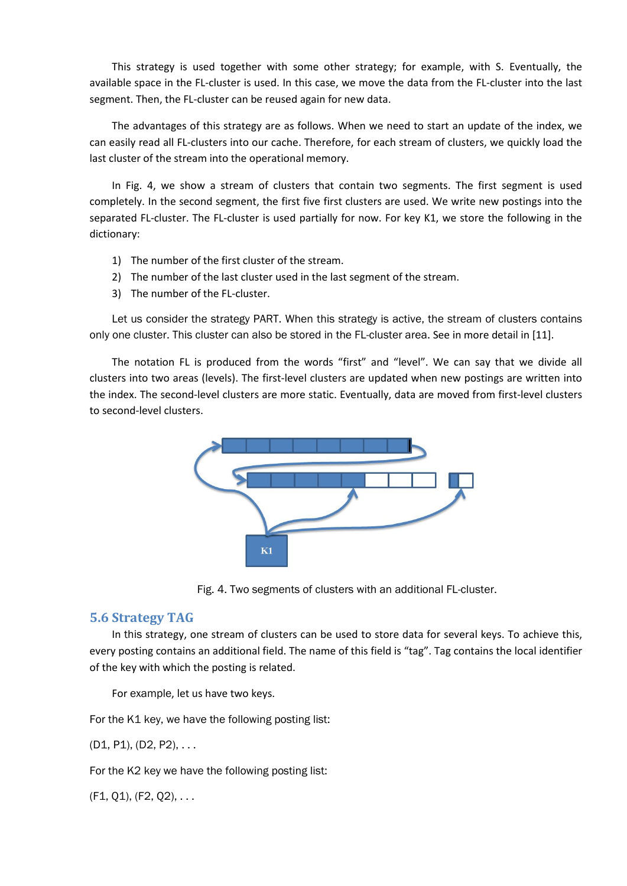This strategy is used together with some other strategy; for example, with S. Eventually, the available space in the FL-cluster is used. In this case, we move the data from the FL-cluster into the last segment. Then, the FL-cluster can be reused again for new data.

The advantages of this strategy are as follows. When we need to start an update of the index, we can easily read all FL-clusters into our cache. Therefore, for each stream of clusters, we quickly load the last cluster of the stream into the operational memory.

In Fig. 4, we show a stream of clusters that contain two segments. The first segment is used completely. In the second segment, the first five first clusters are used. We write new postings into the separated FL-cluster. The FL-cluster is used partially for now. For key K1, we store the following in the dictionary:

1) The number of the first cluster of the stream.
2) The number of the last cluster used in the last segment of the stream.
3) The number of the FL-cluster.

Let us consider the strategy PART. When this strategy is active, the stream of clusters contains only one cluster. This cluster can also be stored in the FL-cluster area. See in more detail in [11].

The notation FL is produced from the words “first” and “level”. We can say that we divide all clusters into two areas (levels). The first-level clusters are updated when new postings are written into the index. The second-level clusters are more static. Eventually, data are moved from first-level clusters to second-level clusters.

Fig. 4. Two segments of clusters with an additional FL-cluster.

## 5.6 Strategy TAG

In this strategy, one stream of clusters can be used to store data for several keys. To achieve this, every posting contains an additional field. The name of this field is “tag”. Tag contains the local identifier of the key with which the posting is related.

For example, let us have two keys.

For the K1 key, we have the following posting list:

(D1, P1), (D2, P2), . . .

For the K2 key we have the following posting list:

(F1, Q1), (F2, Q2), . . .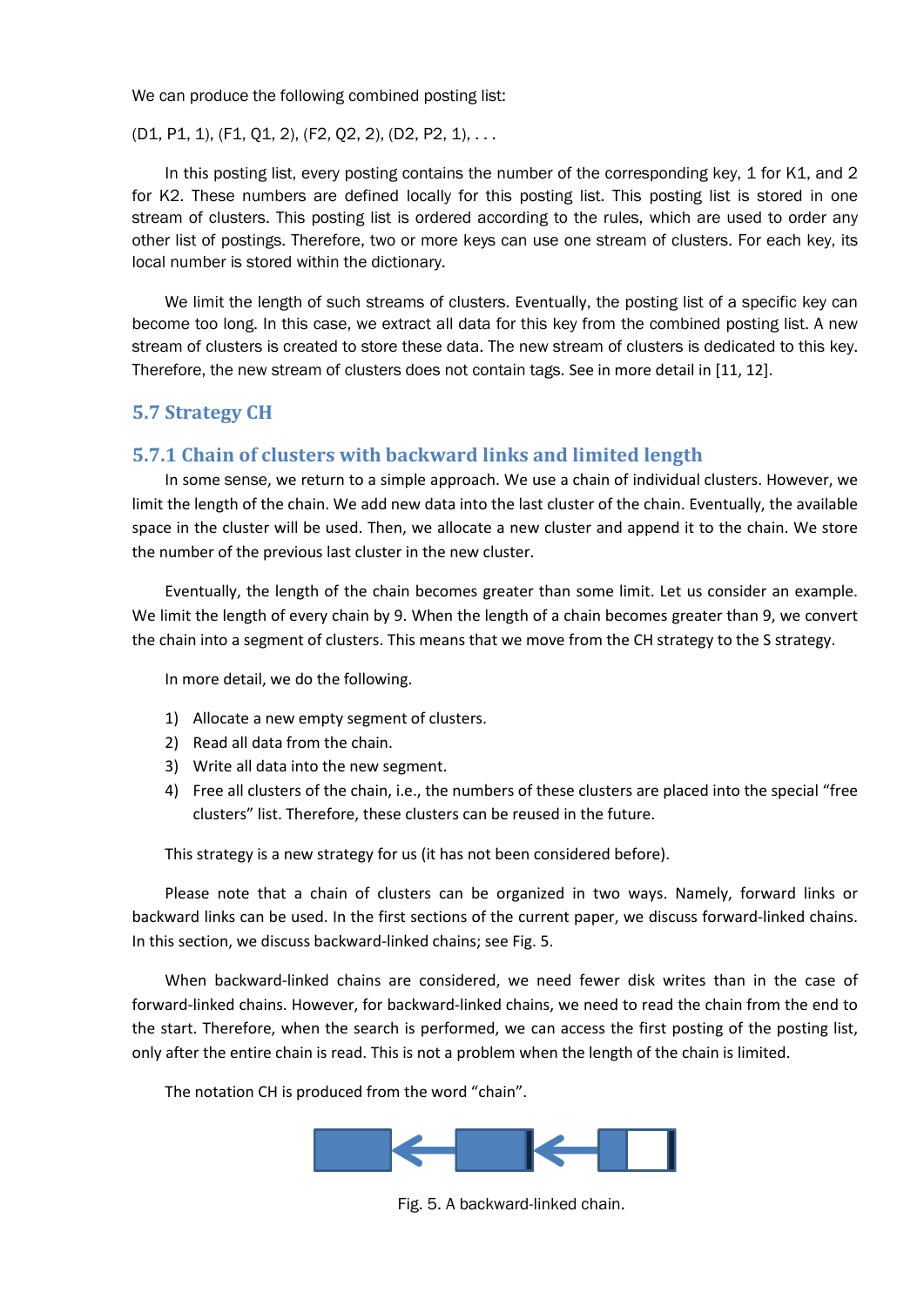We can produce the following combined posting list:

(D1, P1, 1), (F1, Q1, 2), (F2, Q2, 2), (D2, P2, 1), . . .

In this posting list, every posting contains the number of the corresponding key, 1 for K1, and 2 for K2. These numbers are defined locally for this posting list. This posting list is stored in one stream of clusters. This posting list is ordered according to the rules, which are used to order any other list of postings. Therefore, two or more keys can use one stream of clusters. For each key, its local number is stored within the dictionary.

We limit the length of such streams of clusters. Eventually, the posting list of a specific key can become too long. In this case, we extract all data for this key from the combined posting list. A new stream of clusters is created to store these data. The new stream of clusters is dedicated to this key. Therefore, the new stream of clusters does not contain tags. See in more detail in [11, 12].

## 5.7 Strategy CH

### 5.7.1 Chain of clusters with backward links and limited length

In some sense, we return to a simple approach. We use a chain of individual clusters. However, we limit the length of the chain. We add new data into the last cluster of the chain. Eventually, the available space in the cluster will be used. Then, we allocate a new cluster and append it to the chain. We store the number of the previous last cluster in the new cluster.

Eventually, the length of the chain becomes greater than some limit. Let us consider an example. We limit the length of every chain by 9. When the length of a chain becomes greater than 9, we convert the chain into a segment of clusters. This means that we move from the CH strategy to the S strategy.

In more detail, we do the following.

1) Allocate a new empty segment of clusters.
2) Read all data from the chain.
3) Write all data into the new segment.
4) Free all clusters of the chain, i.e., the numbers of these clusters are placed into the special "free clusters" list. Therefore, these clusters can be reused in the future.

This strategy is a new strategy for us (it has not been considered before).

Please note that a chain of clusters can be organized in two ways. Namely, forward links or backward links can be used. In the first sections of the current paper, we discuss forward-linked chains. In this section, we discuss backward-linked chains; see Fig. 5.

When backward-linked chains are considered, we need fewer disk writes than in the case of forward-linked chains. However, for backward-linked chains, we need to read the chain from the end to the start. Therefore, when the search is performed, we can access the first posting of the posting list, only after the entire chain is read. This is not a problem when the length of the chain is limited.

The notation CH is produced from the word "chain".

Fig. 5. A backward-linked chain.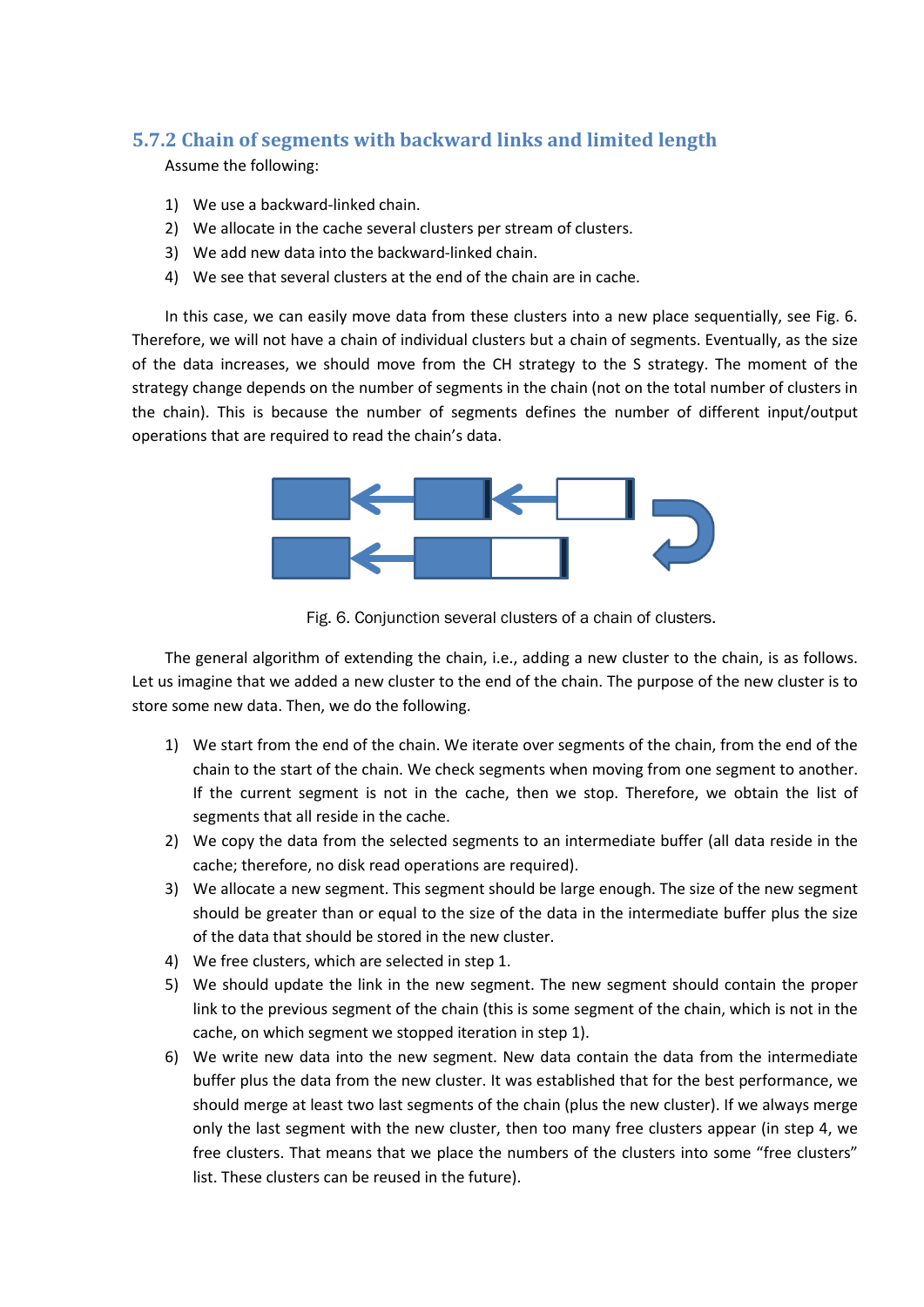### 5.7.2 Chain of segments with backward links and limited length

Assume the following:

1) We use a backward-linked chain.
2) We allocate in the cache several clusters per stream of clusters.
3) We add new data into the backward-linked chain.
4) We see that several clusters at the end of the chain are in cache.

In this case, we can easily move data from these clusters into a new place sequentially, see Fig. 6. Therefore, we will not have a chain of individual clusters but a chain of segments. Eventually, as the size of the data increases, we should move from the CH strategy to the S strategy. The moment of the strategy change depends on the number of segments in the chain (not on the total number of clusters in the chain). This is because the number of segments defines the number of different input/output operations that are required to read the chain's data.

Fig. 6. Conjunction several clusters of a chain of clusters.

The general algorithm of extending the chain, i.e., adding a new cluster to the chain, is as follows. Let us imagine that we added a new cluster to the end of the chain. The purpose of the new cluster is to store some new data. Then, we do the following.

1) We start from the end of the chain. We iterate over segments of the chain, from the end of the chain to the start of the chain. We check segments when moving from one segment to another. If the current segment is not in the cache, then we stop. Therefore, we obtain the list of segments that all reside in the cache.
2) We copy the data from the selected segments to an intermediate buffer (all data reside in the cache; therefore, no disk read operations are required).
3) We allocate a new segment. This segment should be large enough. The size of the new segment should be greater than or equal to the size of the data in the intermediate buffer plus the size of the data that should be stored in the new cluster.
4) We free clusters, which are selected in step 1.
5) We should update the link in the new segment. The new segment should contain the proper link to the previous segment of the chain (this is some segment of the chain, which is not in the cache, on which segment we stopped iteration in step 1).
6) We write new data into the new segment. New data contain the data from the intermediate buffer plus the data from the new cluster. It was established that for the best performance, we should merge at least two last segments of the chain (plus the new cluster). If we always merge only the last segment with the new cluster, then too many free clusters appear (in step 4, we free clusters. That means that we place the numbers of the clusters into some "free clusters" list. These clusters can be reused in the future).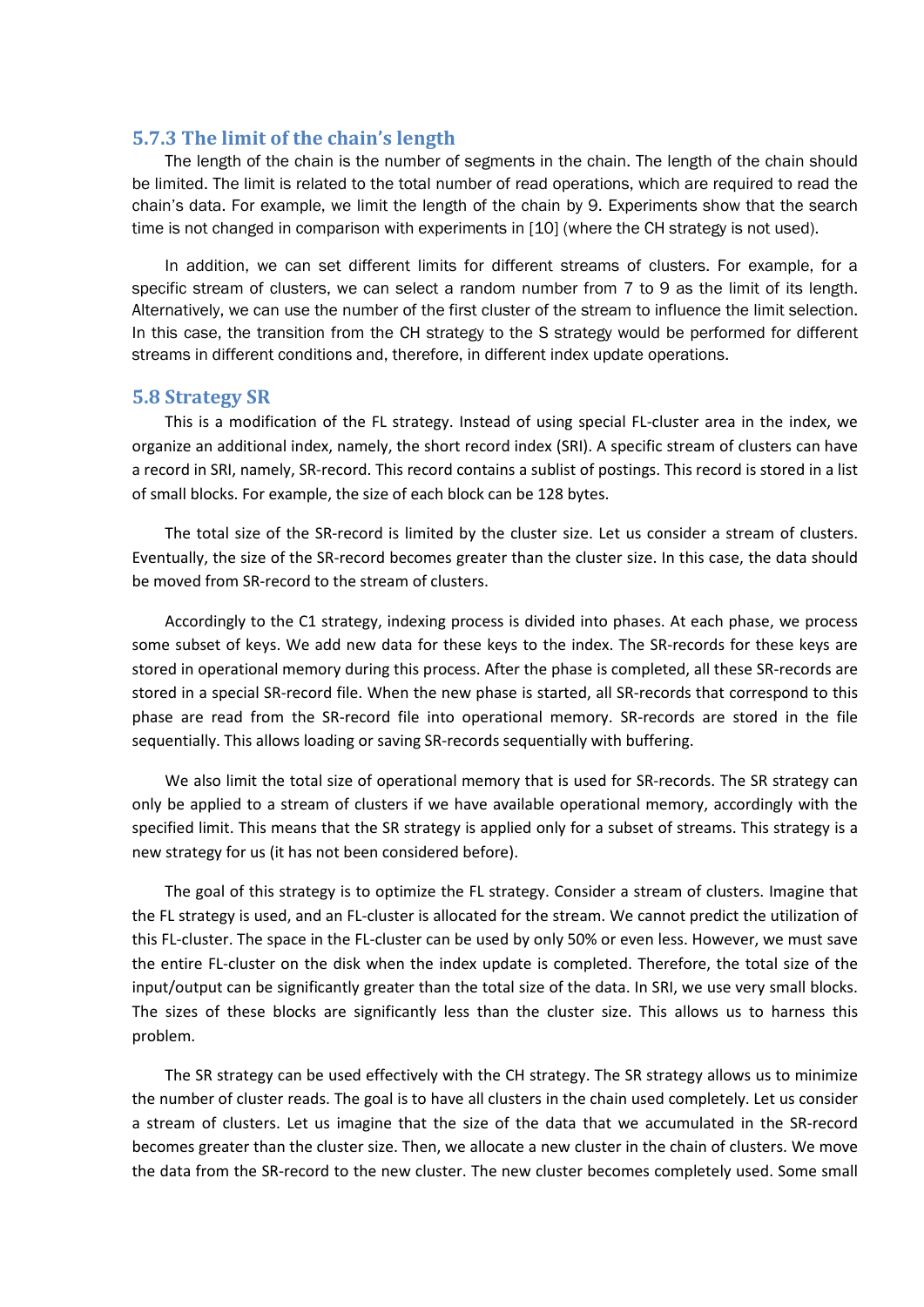### 5.7.3 The limit of the chain's length

The length of the chain is the number of segments in the chain. The length of the chain should be limited. The limit is related to the total number of read operations, which are required to read the chain's data. For example, we limit the length of the chain by 9. Experiments show that the search time is not changed in comparison with experiments in [10] (where the CH strategy is not used).

In addition, we can set different limits for different streams of clusters. For example, for a specific stream of clusters, we can select a random number from 7 to 9 as the limit of its length. Alternatively, we can use the number of the first cluster of the stream to influence the limit selection. In this case, the transition from the CH strategy to the S strategy would be performed for different streams in different conditions and, therefore, in different index update operations.

## 5.8 Strategy SR

This is a modification of the FL strategy. Instead of using special FL-cluster area in the index, we organize an additional index, namely, the short record index (SRI). A specific stream of clusters can have a record in SRI, namely, SR-record. This record contains a sublist of postings. This record is stored in a list of small blocks. For example, the size of each block can be 128 bytes.

The total size of the SR-record is limited by the cluster size. Let us consider a stream of clusters. Eventually, the size of the SR-record becomes greater than the cluster size. In this case, the data should be moved from SR-record to the stream of clusters.

Accordingly to the C1 strategy, indexing process is divided into phases. At each phase, we process some subset of keys. We add new data for these keys to the index. The SR-records for these keys are stored in operational memory during this process. After the phase is completed, all these SR-records are stored in a special SR-record file. When the new phase is started, all SR-records that correspond to this phase are read from the SR-record file into operational memory. SR-records are stored in the file sequentially. This allows loading or saving SR-records sequentially with buffering.

We also limit the total size of operational memory that is used for SR-records. The SR strategy can only be applied to a stream of clusters if we have available operational memory, accordingly with the specified limit. This means that the SR strategy is applied only for a subset of streams. This strategy is a new strategy for us (it has not been considered before).

The goal of this strategy is to optimize the FL strategy. Consider a stream of clusters. Imagine that the FL strategy is used, and an FL-cluster is allocated for the stream. We cannot predict the utilization of this FL-cluster. The space in the FL-cluster can be used by only 50% or even less. However, we must save the entire FL-cluster on the disk when the index update is completed. Therefore, the total size of the input/output can be significantly greater than the total size of the data. In SRI, we use very small blocks. The sizes of these blocks are significantly less than the cluster size. This allows us to harness this problem.

The SR strategy can be used effectively with the CH strategy. The SR strategy allows us to minimize the number of cluster reads. The goal is to have all clusters in the chain used completely. Let us consider a stream of clusters. Let us imagine that the size of the data that we accumulated in the SR-record becomes greater than the cluster size. Then, we allocate a new cluster in the chain of clusters. We move the data from the SR-record to the new cluster. The new cluster becomes completely used. Some small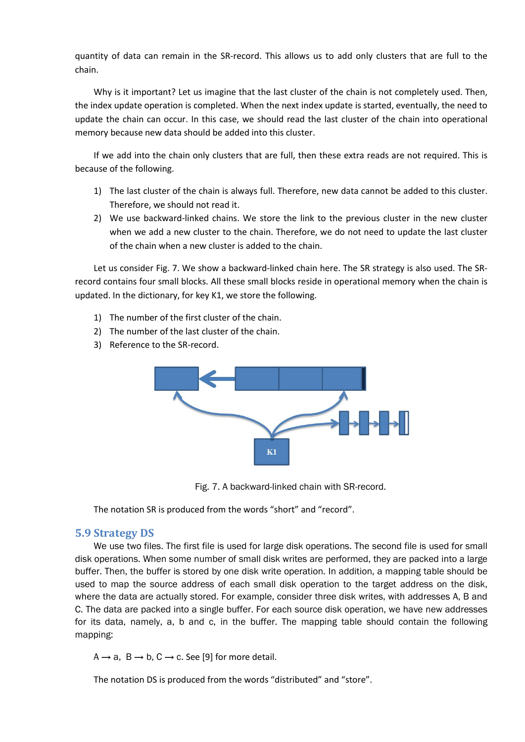quantity of data can remain in the SR-record. This allows us to add only clusters that are full to the chain.

Why is it important? Let us imagine that the last cluster of the chain is not completely used. Then, the index update operation is completed. When the next index update is started, eventually, the need to update the chain can occur. In this case, we should read the last cluster of the chain into operational memory because new data should be added into this cluster.

If we add into the chain only clusters that are full, then these extra reads are not required. This is because of the following.

1) The last cluster of the chain is always full. Therefore, new data cannot be added to this cluster. Therefore, we should not read it.
2) We use backward-linked chains. We store the link to the previous cluster in the new cluster when we add a new cluster to the chain. Therefore, we do not need to update the last cluster of the chain when a new cluster is added to the chain.

Let us consider Fig. 7. We show a backward-linked chain here. The SR strategy is also used. The SR-record contains four small blocks. All these small blocks reside in operational memory when the chain is updated. In the dictionary, for key K1, we store the following.

1) The number of the first cluster of the chain.
2) The number of the last cluster of the chain.
3) Reference to the SR-record.

Fig. 7. A backward-linked chain with SR-record.

The notation SR is produced from the words “short” and “record”.

## 5.9 Strategy DS

We use two files. The first file is used for large disk operations. The second file is used for small disk operations. When some number of small disk writes are performed, they are packed into a large buffer. Then, the buffer is stored by one disk write operation. In addition, a mapping table should be used to map the source address of each small disk operation to the target address on the disk, where the data are actually stored. For example, consider three disk writes, with addresses A, B and C. The data are packed into a single buffer. For each source disk operation, we have new addresses for its data, namely, a, b and c, in the buffer. The mapping table should contain the following mapping:

$A \rightarrow a$, $B \rightarrow b$, $C \rightarrow c$. See [9] for more detail.

The notation DS is produced from the words “distributed” and “store”.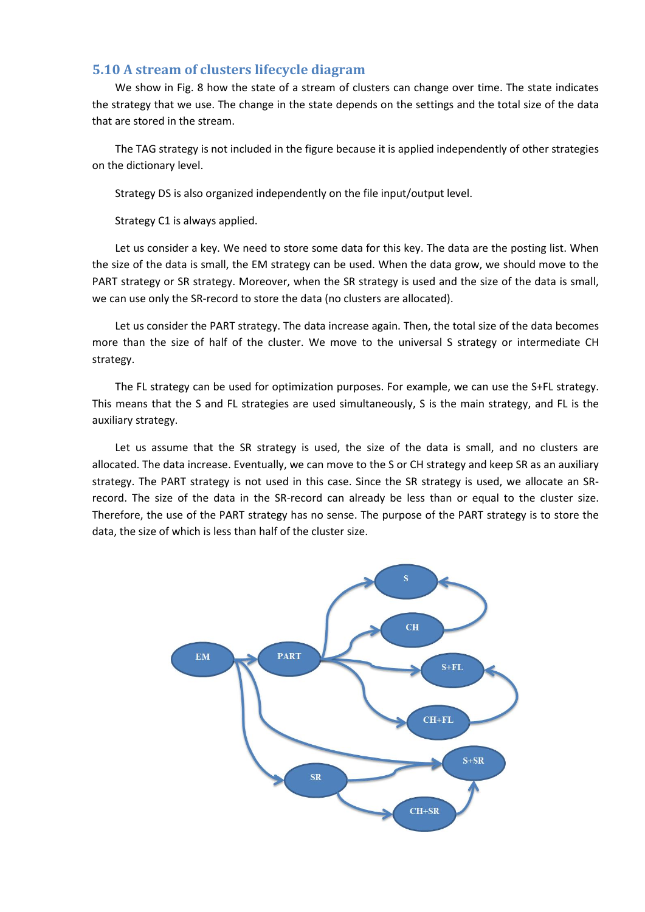## 5.10 A stream of clusters lifecycle diagram

We show in Fig. 8 how the state of a stream of clusters can change over time. The state indicates the strategy that we use. The change in the state depends on the settings and the total size of the data that are stored in the stream.

The TAG strategy is not included in the figure because it is applied independently of other strategies on the dictionary level.

Strategy DS is also organized independently on the file input/output level.

Strategy C1 is always applied.

Let us consider a key. We need to store some data for this key. The data are the posting list. When the size of the data is small, the EM strategy can be used. When the data grow, we should move to the PART strategy or SR strategy. Moreover, when the SR strategy is used and the size of the data is small, we can use only the SR-record to store the data (no clusters are allocated).

Let us consider the PART strategy. The data increase again. Then, the total size of the data becomes more than the size of half of the cluster. We move to the universal S strategy or intermediate CH strategy.

The FL strategy can be used for optimization purposes. For example, we can use the S+FL strategy. This means that the S and FL strategies are used simultaneously, S is the main strategy, and FL is the auxiliary strategy.

Let us assume that the SR strategy is used, the size of the data is small, and no clusters are allocated. The data increase. Eventually, we can move to the S or CH strategy and keep SR as an auxiliary strategy. The PART strategy is not used in this case. Since the SR strategy is used, we allocate an SR-record. The size of the data in the SR-record can already be less than or equal to the cluster size. Therefore, the use of the PART strategy has no sense. The purpose of the PART strategy is to store the data, the size of which is less than half of the cluster size.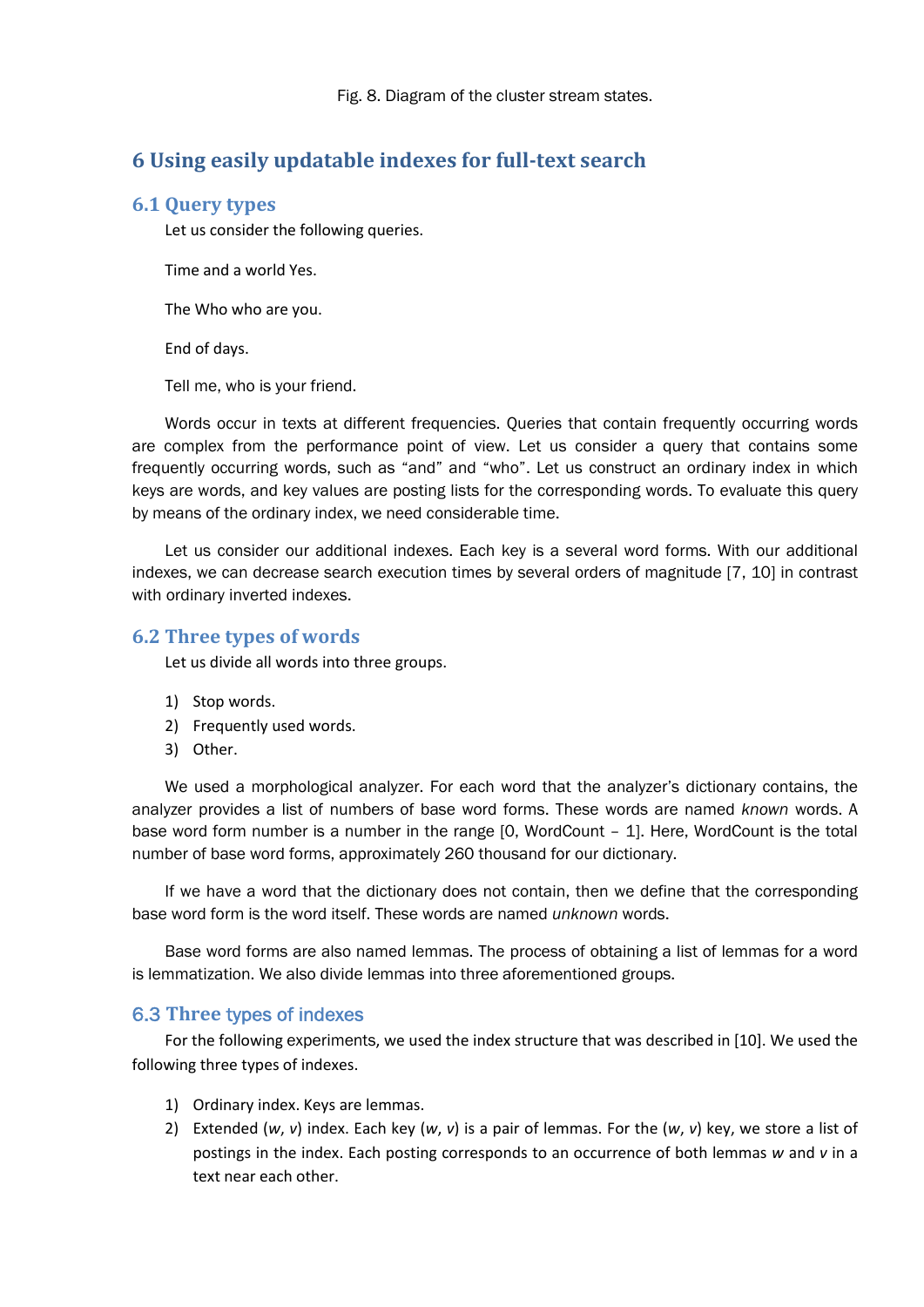Fig. 8. Diagram of the cluster stream states.

## 6 Using easily updatable indexes for full-text search

### 6.1 Query types

Let us consider the following queries.

Time and a world Yes.

The Who who are you.

End of days.

Tell me, who is your friend.

Words occur in texts at different frequencies. Queries that contain frequently occurring words are complex from the performance point of view. Let us consider a query that contains some frequently occurring words, such as "and" and "who". Let us construct an ordinary index in which keys are words, and key values are posting lists for the corresponding words. To evaluate this query by means of the ordinary index, we need considerable time.

Let us consider our additional indexes. Each key is a several word forms. With our additional indexes, we can decrease search execution times by several orders of magnitude [7, 10] in contrast with ordinary inverted indexes.

### 6.2 Three types of words

Let us divide all words into three groups.

1) Stop words.
2) Frequently used words.
3) Other.

We used a morphological analyzer. For each word that the analyzer's dictionary contains, the analyzer provides a list of numbers of base word forms. These words are named *known* words. A base word form number is a number in the range [0, WordCount – 1]. Here, WordCount is the total number of base word forms, approximately 260 thousand for our dictionary.

If we have a word that the dictionary does not contain, then we define that the corresponding base word form is the word itself. These words are named *unknown* words.

Base word forms are also named lemmas. The process of obtaining a list of lemmas for a word is lemmatization. We also divide lemmas into three aforementioned groups.

### 6.3 Three types of indexes

For the following experiments, we used the index structure that was described in [10]. We used the following three types of indexes.

1) Ordinary index. Keys are lemmas.
2) Extended ($w$, $v$) index. Each key ($w$, $v$) is a pair of lemmas. For the ($w$, $v$) key, we store a list of postings in the index. Each posting corresponds to an occurrence of both lemmas $w$ and $v$ in a text near each other.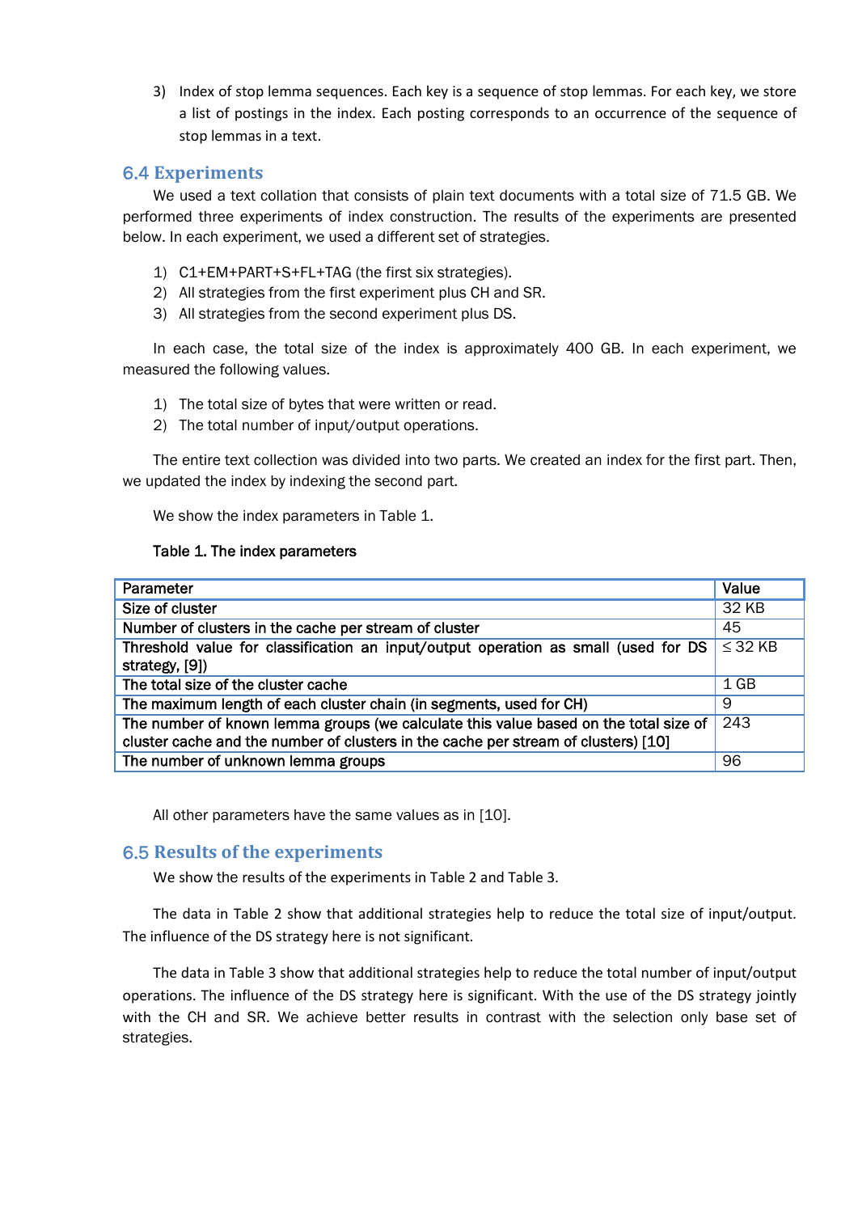3) Index of stop lemma sequences. Each key is a sequence of stop lemmas. For each key, we store a list of postings in the index. Each posting corresponds to an occurrence of the sequence of stop lemmas in a text.

## 6.4 Experiments

We used a text collation that consists of plain text documents with a total size of 71.5 GB. We performed three experiments of index construction. The results of the experiments are presented below. In each experiment, we used a different set of strategies.

1) C1+EM+PART+S+FL+TAG (the first six strategies).
2) All strategies from the first experiment plus CH and SR.
3) All strategies from the second experiment plus DS.

In each case, the total size of the index is approximately 400 GB. In each experiment, we measured the following values.

1) The total size of bytes that were written or read.
2) The total number of input/output operations.

The entire text collection was divided into two parts. We created an index for the first part. Then, we updated the index by indexing the second part.

We show the index parameters in Table 1.

Table 1. The index parameters

| Parameter | Value |
|---|---|
| Size of cluster | 32 KB |
| Number of clusters in the cache per stream of cluster | 45 |
| Threshold value for classification an input/output operation as small (used for DS strategy, [9]) | ≤ 32 KB |
| The total size of the cluster cache | 1 GB |
| The maximum length of each cluster chain (in segments, used for CH) | 9 |
| The number of known lemma groups (we calculate this value based on the total size of cluster cache and the number of clusters in the cache per stream of clusters) [10] | 243 |
| The number of unknown lemma groups | 96 |

All other parameters have the same values as in [10].

## 6.5 Results of the experiments

We show the results of the experiments in Table 2 and Table 3.

The data in Table 2 show that additional strategies help to reduce the total size of input/output. The influence of the DS strategy here is not significant.

The data in Table 3 show that additional strategies help to reduce the total number of input/output operations. The influence of the DS strategy here is significant. With the use of the DS strategy jointly with the CH and SR. We achieve better results in contrast with the selection only base set of strategies.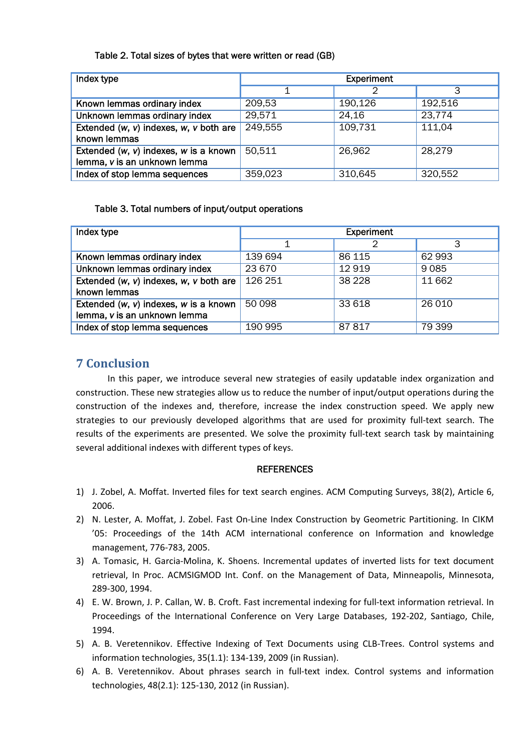Table 2. Total sizes of bytes that were written or read (GB)

| Index type | Experiment | | |
|---|---|---|---|
| | 1 | 2 | 3 |
| Known lemmas ordinary index | 209,53 | 190,126 | 192,516 |
| Unknown lemmas ordinary index | 29,571 | 24,16 | 23,774 |
| Extended (*w*, *v*) indexes, *w*, *v* both are known lemmas | 249,555 | 109,731 | 111,04 |
| Extended (*w*, *v*) indexes, *w* is a known lemma, *v* is an unknown lemma | 50,511 | 26,962 | 28,279 |
| Index of stop lemma sequences | 359,023 | 310,645 | 320,552 |

Table 3. Total numbers of input/output operations

| Index type | Experiment | | |
|---|---|---|---|
| | 1 | 2 | 3 |
| Known lemmas ordinary index | 139 694 | 86 115 | 62 993 |
| Unknown lemmas ordinary index | 23 670 | 12 919 | 9 085 |
| Extended (*w*, *v*) indexes, *w*, *v* both are known lemmas | 126 251 | 38 228 | 11 662 |
| Extended (*w*, *v*) indexes, *w* is a known lemma, *v* is an unknown lemma | 50 098 | 33 618 | 26 010 |
| Index of stop lemma sequences | 190 995 | 87 817 | 79 399 |

## 7 Conclusion

In this paper, we introduce several new strategies of easily updatable index organization and construction. These new strategies allow us to reduce the number of input/output operations during the construction of the indexes and, therefore, increase the index construction speed. We apply new strategies to our previously developed algorithms that are used for proximity full-text search. The results of the experiments are presented. We solve the proximity full-text search task by maintaining several additional indexes with different types of keys.

### REFERENCES

1) J. Zobel, A. Moffat. Inverted files for text search engines. ACM Computing Surveys, 38(2), Article 6, 2006.
2) N. Lester, A. Moffat, J. Zobel. Fast On-Line Index Construction by Geometric Partitioning. In CIKM '05: Proceedings of the 14th ACM international conference on Information and knowledge management, 776-783, 2005.
3) A. Tomasic, H. Garcia-Molina, K. Shoens. Incremental updates of inverted lists for text document retrieval, In Proc. ACMSIGMOD Int. Conf. on the Management of Data, Minneapolis, Minnesota, 289-300, 1994.
4) E. W. Brown, J. P. Callan, W. B. Croft. Fast incremental indexing for full-text information retrieval. In Proceedings of the International Conference on Very Large Databases, 192-202, Santiago, Chile, 1994.
5) A. B. Veretennikov. Effective Indexing of Text Documents using CLB-Trees. Control systems and information technologies, 35(1.1): 134-139, 2009 (in Russian).
6) A. B. Veretennikov. About phrases search in full-text index. Control systems and information technologies, 48(2.1): 125-130, 2012 (in Russian).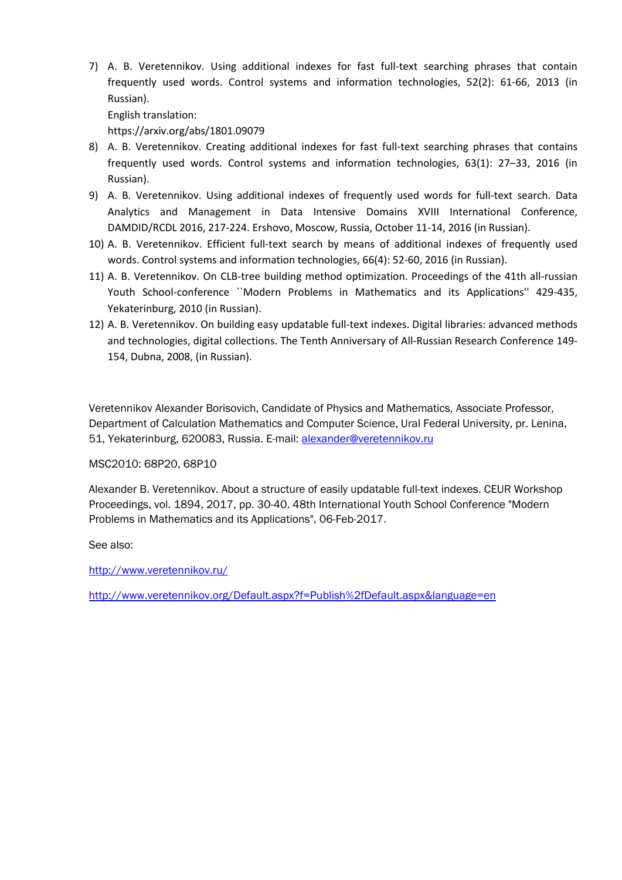7) A. B. Veretennikov. Using additional indexes for fast full-text searching phrases that contain frequently used words. Control systems and information technologies, 52(2): 61-66, 2013 (in Russian).

   English translation:

   https://arxiv.org/abs/1801.09079
8) A. B. Veretennikov. Creating additional indexes for fast full-text searching phrases that contains frequently used words. Control systems and information technologies, 63(1): 27–33, 2016 (in Russian).
9) A. B. Veretennikov. Using additional indexes of frequently used words for full-text search. Data Analytics and Management in Data Intensive Domains XVIII International Conference, DAMDID/RCDL 2016, 217-224. Ershovo, Moscow, Russia, October 11-14, 2016 (in Russian).
10) A. B. Veretennikov. Efficient full-text search by means of additional indexes of frequently used words. Control systems and information technologies, 66(4): 52-60, 2016 (in Russian).
11) A. B. Veretennikov. On CLB-tree building method optimization. Proceedings of the 41th all-russian Youth School-conference ``Modern Problems in Mathematics and its Applications'' 429-435, Yekaterinburg, 2010 (in Russian).
12) A. B. Veretennikov. On building easy updatable full-text indexes. Digital libraries: advanced methods and technologies, digital collections. The Tenth Anniversary of All-Russian Research Conference 149-154, Dubna, 2008, (in Russian).

Veretennikov Alexander Borisovich, Candidate of Physics and Mathematics, Associate Professor, Department of Calculation Mathematics and Computer Science, Ural Federal University, pr. Lenina, 51, Yekaterinburg, 620083, Russia. E-mail: alexander@veretennikov.ru

MSC2010: 68P20, 68P10

Alexander B. Veretennikov. About a structure of easily updatable full-text indexes. CEUR Workshop Proceedings, vol. 1894, 2017, pp. 30-40. 48th International Youth School Conference "Modern Problems in Mathematics and its Applications", 06-Feb-2017.

See also:

http://www.veretennikov.ru/

http://www.veretennikov.org/Default.aspx?f=Publish%2fDefault.aspx&language=en